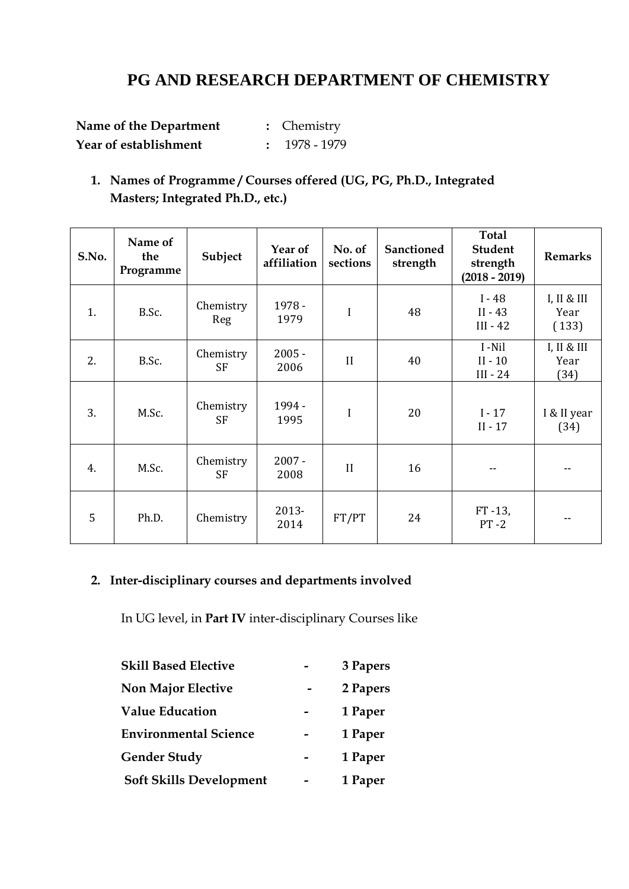# PG AND RESEARCH DEPARTMENT OF CHEMISTRY

**Name of the Department** : Chemistry
**Year of establishment** : 1978 - 1979

1. **Names of Programme / Courses offered (UG, PG, Ph.D., Integrated Masters; Integrated Ph.D., etc.)**

| S.No. | Name of the Programme | Subject | Year of affiliation | No. of sections | Sanctioned strength | Total Student strength (2018 - 2019) | Remarks |
|---|---|---|---|---|---|---|---|
| 1. | B.Sc. | Chemistry Reg | 1978 - 1979 | I | 48 | I - 48<br>II - 43<br>III - 42 | I, II & III Year (133) |
| 2. | B.Sc. | Chemistry SF | 2005 - 2006 | II | 40 | I -Nil<br>II - 10<br>III - 24 | I, II & III Year (34) |
| 3. | M.Sc. | Chemistry SF | 1994 - 1995 | I | 20 | I - 17<br>II - 17 | I & II year (34) |
| 4. | M.Sc. | Chemistry SF | 2007 - 2008 | II | 16 | -- | -- |
| 5 | Ph.D. | Chemistry | 2013-2014 | FT/PT | 24 | FT -13,<br>PT -2 | -- |

2. **Inter-disciplinary courses and departments involved**

In UG level, in **Part IV** inter-disciplinary Courses like

| | | |
|---|---|---|
| **Skill Based Elective** | - | **3 Papers** |
| **Non Major Elective** | - | **2 Papers** |
| **Value Education** | - | **1 Paper** |
| **Environmental Science** | - | **1 Paper** |
| **Gender Study** | - | **1 Paper** |
| **Soft Skills Development** | - | **1 Paper** |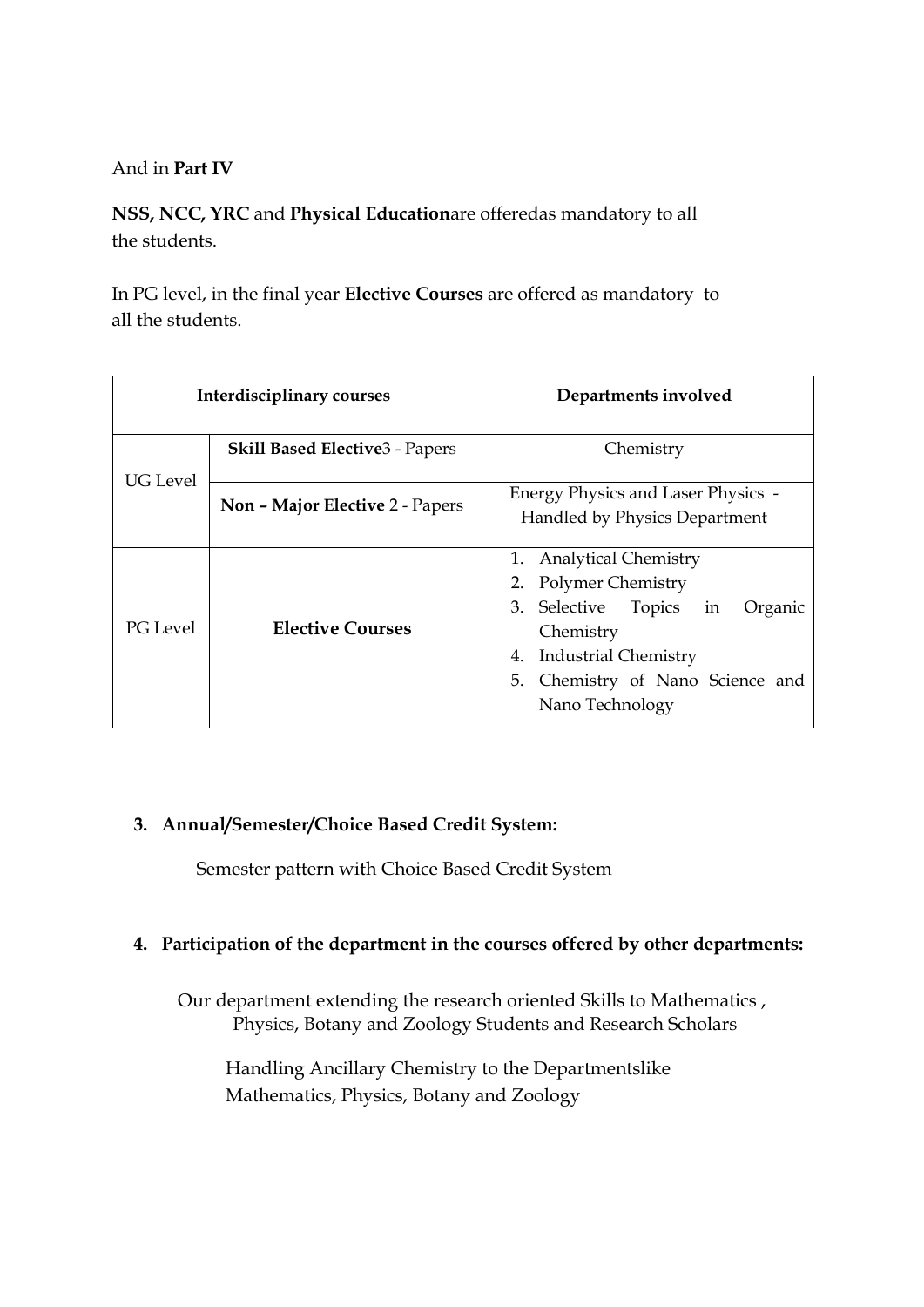And in **Part IV**

**NSS, NCC, YRC** and **Physical Education**are offeredas mandatory to all the students.

In PG level, in the final year **Elective Courses** are offered as mandatory to all the students.

| Interdisciplinary courses | | Departments involved |
|---|---|---|
| UG Level | **Skill Based Elective**3 - Papers | Chemistry |
| | **Non – Major Elective** 2 - Papers | Energy Physics and Laser Physics - Handled by Physics Department |
| PG Level | **Elective Courses** | 1. Analytical Chemistry<br>2. Polymer Chemistry<br>3. Selective Topics in Organic Chemistry<br>4. Industrial Chemistry<br>5. Chemistry of Nano Science and Nano Technology |

3. **Annual/Semester/Choice Based Credit System:**

   Semester pattern with Choice Based Credit System

4. **Participation of the department in the courses offered by other departments:**

   Our department extending the research oriented Skills to Mathematics , Physics, Botany and Zoology Students and Research Scholars

   Handling Ancillary Chemistry to the Departmentslike Mathematics, Physics, Botany and Zoology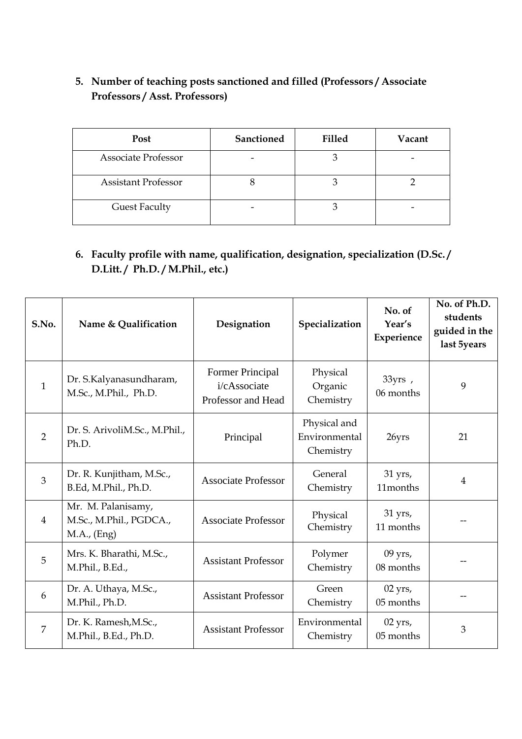5. **Number of teaching posts sanctioned and filled (Professors / Associate Professors / Asst. Professors)**

| Post | Sanctioned | Filled | Vacant |
|---|---|---|---|
| Associate Professor | - | 3 | - |
| Assistant Professor | 8 | 3 | 2 |
| Guest Faculty | - | 3 | - |

6. **Faculty profile with name, qualification, designation, specialization (D.Sc. / D.Litt. / Ph.D. / M.Phil., etc.)**

| S.No. | Name & Qualification | Designation | Specialization | No. of Year's Experience | No. of Ph.D. students guided in the last 5years |
|---|---|---|---|---|---|
| 1 | Dr. S.Kalyanasundharam, M.Sc., M.Phil., Ph.D. | Former Principal i/cAssociate Professor and Head | Physical Organic Chemistry | 33yrs , 06 months | 9 |
| 2 | Dr. S. ArivoliM.Sc., M.Phil., Ph.D. | Principal | Physical and Environmental Chemistry | 26yrs | 21 |
| 3 | Dr. R. Kunjitham, M.Sc., B.Ed, M.Phil., Ph.D. | Associate Professor | General Chemistry | 31 yrs, 11months | 4 |
| 4 | Mr. M. Palanisamy, M.Sc., M.Phil., PGDCA., M.A., (Eng) | Associate Professor | Physical Chemistry | 31 yrs, 11 months | -- |
| 5 | Mrs. K. Bharathi, M.Sc., M.Phil., B.Ed., | Assistant Professor | Polymer Chemistry | 09 yrs, 08 months | -- |
| 6 | Dr. A. Uthaya, M.Sc., M.Phil., Ph.D. | Assistant Professor | Green Chemistry | 02 yrs, 05 months | -- |
| 7 | Dr. K. Ramesh,M.Sc., M.Phil., B.Ed., Ph.D. | Assistant Professor | Environmental Chemistry | 02 yrs, 05 months | 3 |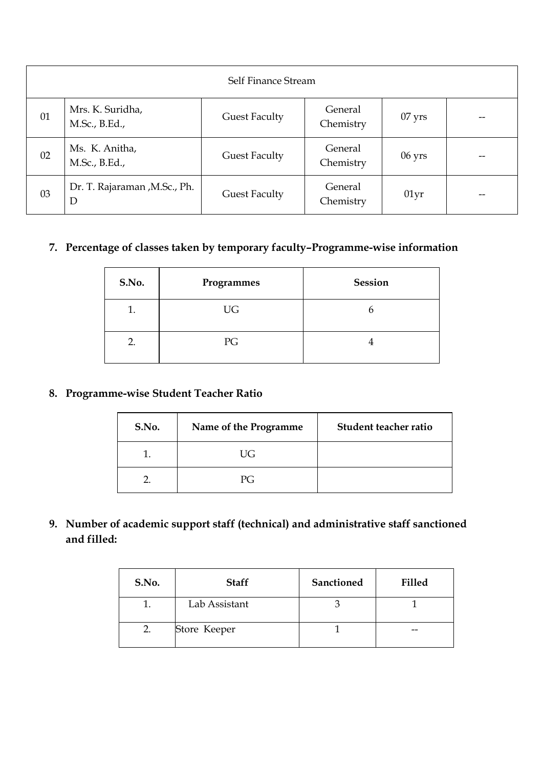| Self Finance Stream | | | | | |
|---|---|---|---|---|---|
| 01 | Mrs. K. Suridha, M.Sc., B.Ed., | Guest Faculty | General Chemistry | 07 yrs | -- |
| 02 | Ms. K. Anitha, M.Sc., B.Ed., | Guest Faculty | General Chemistry | 06 yrs | -- |
| 03 | Dr. T. Rajaraman ,M.Sc., Ph. D | Guest Faculty | General Chemistry | 01yr | -- |

7. **Percentage of classes taken by temporary faculty–Programme-wise information**

| S.No. | Programmes | Session |
|---|---|---|
| 1. | UG | 6 |
| 2. | PG | 4 |

8. **Programme-wise Student Teacher Ratio**

| S.No. | Name of the Programme | Student teacher ratio |
|---|---|---|
| 1. | UG | |
| 2. | PG | |

9. **Number of academic support staff (technical) and administrative staff sanctioned and filled:**

| S.No. | Staff | Sanctioned | Filled |
|---|---|---|---|
| 1. | Lab Assistant | 3 | 1 |
| 2. | Store Keeper | 1 | -- |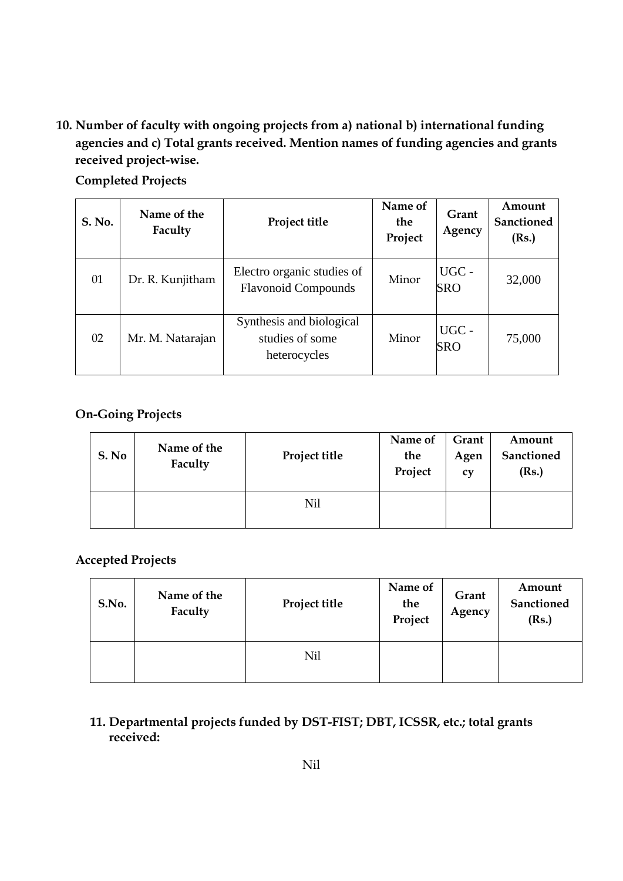**10. Number of faculty with ongoing projects from a) national b) international funding agencies and c) Total grants received. Mention names of funding agencies and grants received project-wise.**

**Completed Projects**

| S. No. | Name of the Faculty | Project title | Name of the Project | Grant Agency | Amount Sanctioned (Rs.) |
|---|---|---|---|---|---|
| 01 | Dr. R. Kunjitham | Electro organic studies of Flavonoid Compounds | Minor | UGC - SRO | 32,000 |
| 02 | Mr. M. Natarajan | Synthesis and biological studies of some heterocycles | Minor | UGC - SRO | 75,000 |

**On-Going Projects**

| S. No | Name of the Faculty | Project title | Name of the Project | Grant Agency | Amount Sanctioned (Rs.) |
|---|---|---|---|---|---|
| | | Nil | | | |

**Accepted Projects**

| S.No. | Name of the Faculty | Project title | Name of the Project | Grant Agency | Amount Sanctioned (Rs.) |
|---|---|---|---|---|---|
| | | Nil | | | |

**11. Departmental projects funded by DST-FIST; DBT, ICSSR, etc.; total grants received:**

Nil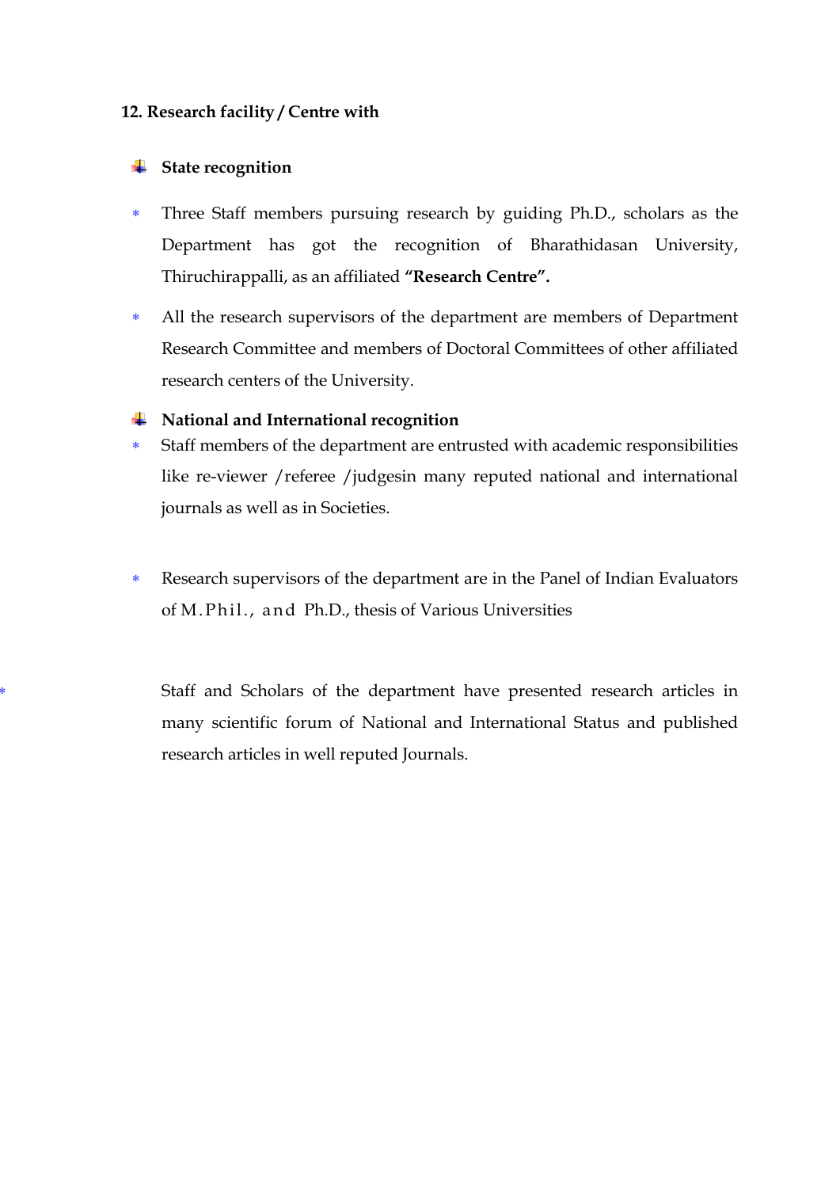**12. Research facility / Centre with**

- **State recognition**

  - Three Staff members pursuing research by guiding Ph.D., scholars as the Department has got the recognition of Bharathidasan University, Thiruchirappalli, as an affiliated **"Research Centre".**
  - All the research supervisors of the department are members of Department Research Committee and members of Doctoral Committees of other affiliated research centers of the University.

- **National and International recognition**

  - Staff members of the department are entrusted with academic responsibilities like re-viewer /referee /judgesin many reputed national and international journals as well as in Societies.
  - Research supervisors of the department are in the Panel of Indian Evaluators of M.Phil., and Ph.D., thesis of Various Universities
  - Staff and Scholars of the department have presented research articles in many scientific forum of National and International Status and published research articles in well reputed Journals.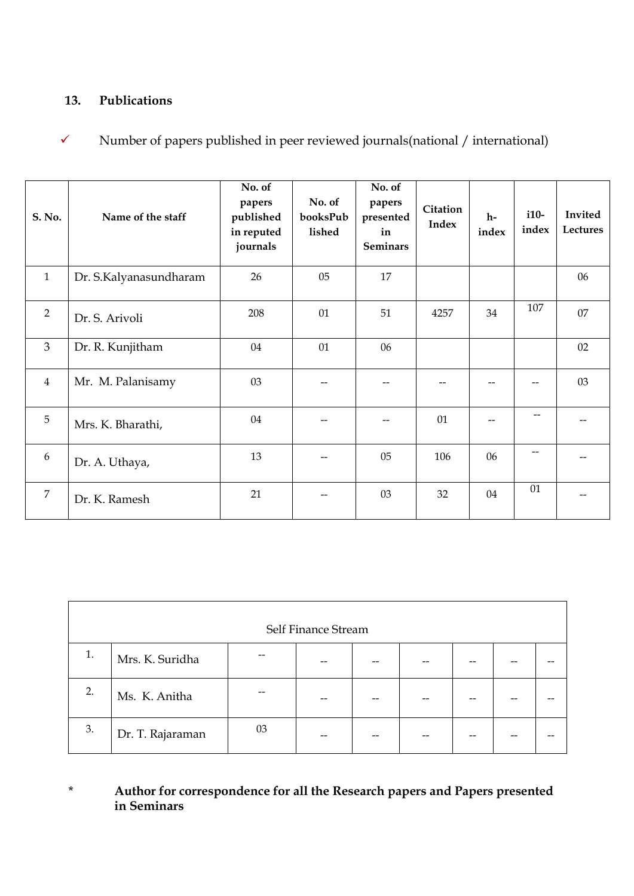## 13. Publications

✓ Number of papers published in peer reviewed journals(national / international)

| S. No. | Name of the staff | No. of papers published in reputed journals | No. of booksPublished | No. of papers presented in Seminars | Citation Index | h-index | i10-index | Invited Lectures |
|---|---|---|---|---|---|---|---|---|
| 1 | Dr. S.Kalyanasundharam | 26 | 05 | 17 | | | | 06 |
| 2 | Dr. S. Arivoli | 208 | 01 | 51 | 4257 | 34 | 107 | 07 |
| 3 | Dr. R. Kunjitham | 04 | 01 | 06 | | | | 02 |
| 4 | Mr. M. Palanisamy | 03 | -- | -- | -- | -- | -- | 03 |
| 5 | Mrs. K. Bharathi, | 04 | -- | -- | 01 | -- | -- | -- |
| 6 | Dr. A. Uthaya, | 13 | -- | 05 | 106 | 06 | -- | -- |
| 7 | Dr. K. Ramesh | 21 | -- | 03 | 32 | 04 | 01 | -- |
| | **Self Finance Stream** | | | | | | | |
| 1. | Mrs. K. Suridha | -- | -- | -- | -- | -- | -- | -- |
| 2. | Ms. K. Anitha | -- | -- | -- | -- | -- | -- | -- |
| 3. | Dr. T. Rajaraman | 03 | -- | -- | -- | -- | -- | -- |

\* **Author for correspondence for all the Research papers and Papers presented in Seminars**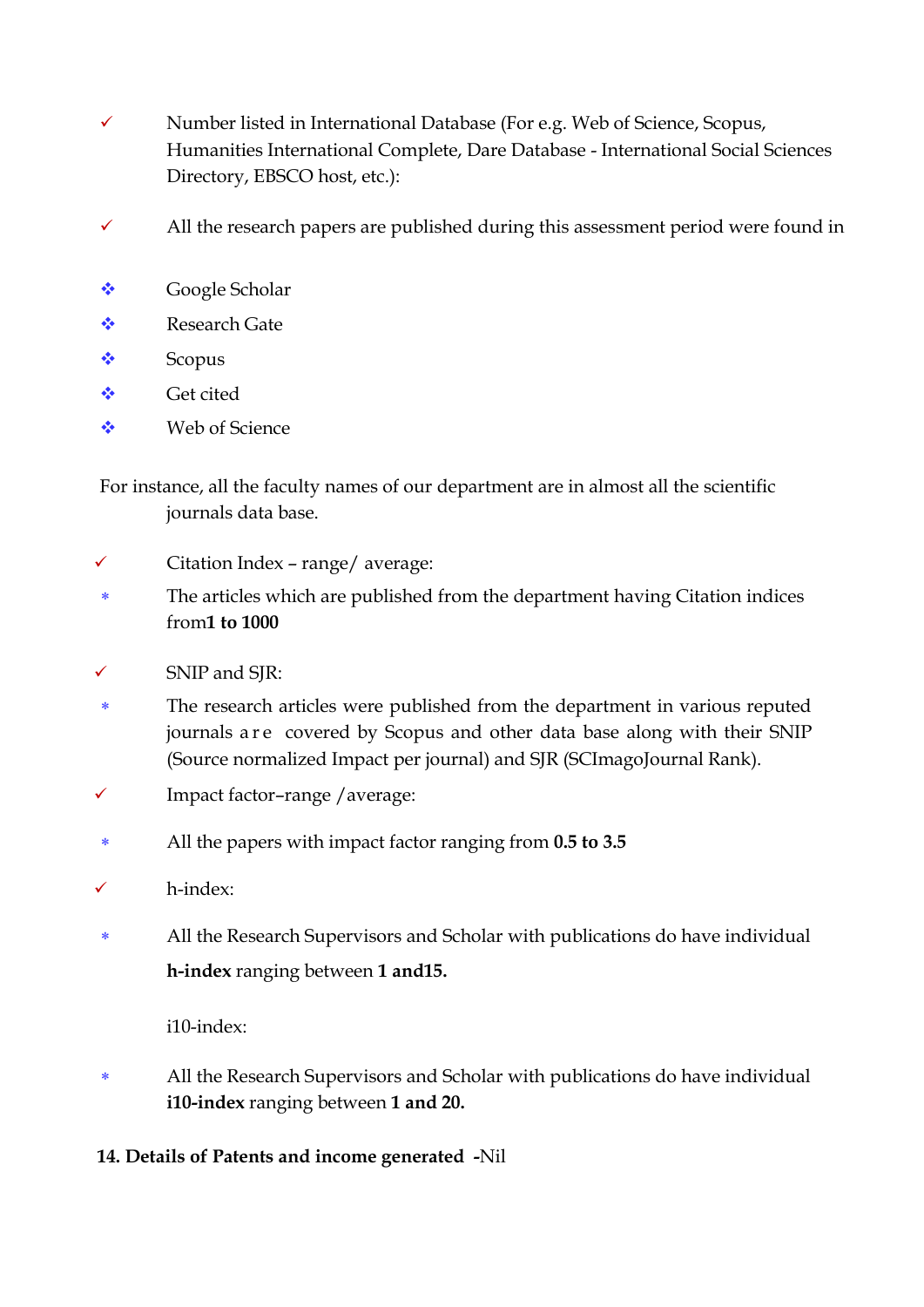- ✓ Number listed in International Database (For e.g. Web of Science, Scopus, Humanities International Complete, Dare Database - International Social Sciences Directory, EBSCO host, etc.):

- ✓ All the research papers are published during this assessment period were found in

  - ❖ Google Scholar
  - ❖ Research Gate
  - ❖ Scopus
  - ❖ Get cited
  - ❖ Web of Science

For instance, all the faculty names of our department are in almost all the scientific journals data base.

- ✓ Citation Index – range/ average:
  - * The articles which are published from the department having Citation indices from**1 to 1000**

- ✓ SNIP and SJR:
  - * The research articles were published from the department in various reputed journals are covered by Scopus and other data base along with their SNIP (Source normalized Impact per journal) and SJR (SCImagoJournal Rank).

- ✓ Impact factor–range /average:
  - * All the papers with impact factor ranging from **0.5 to 3.5**

- ✓ h-index:
  - * All the Research Supervisors and Scholar with publications do have individual **h-index** ranging between **1 and15.**

  i10-index:

  - * All the Research Supervisors and Scholar with publications do have individual **i10-index** ranging between **1 and 20.**

**14. Details of Patents and income generated** -Nil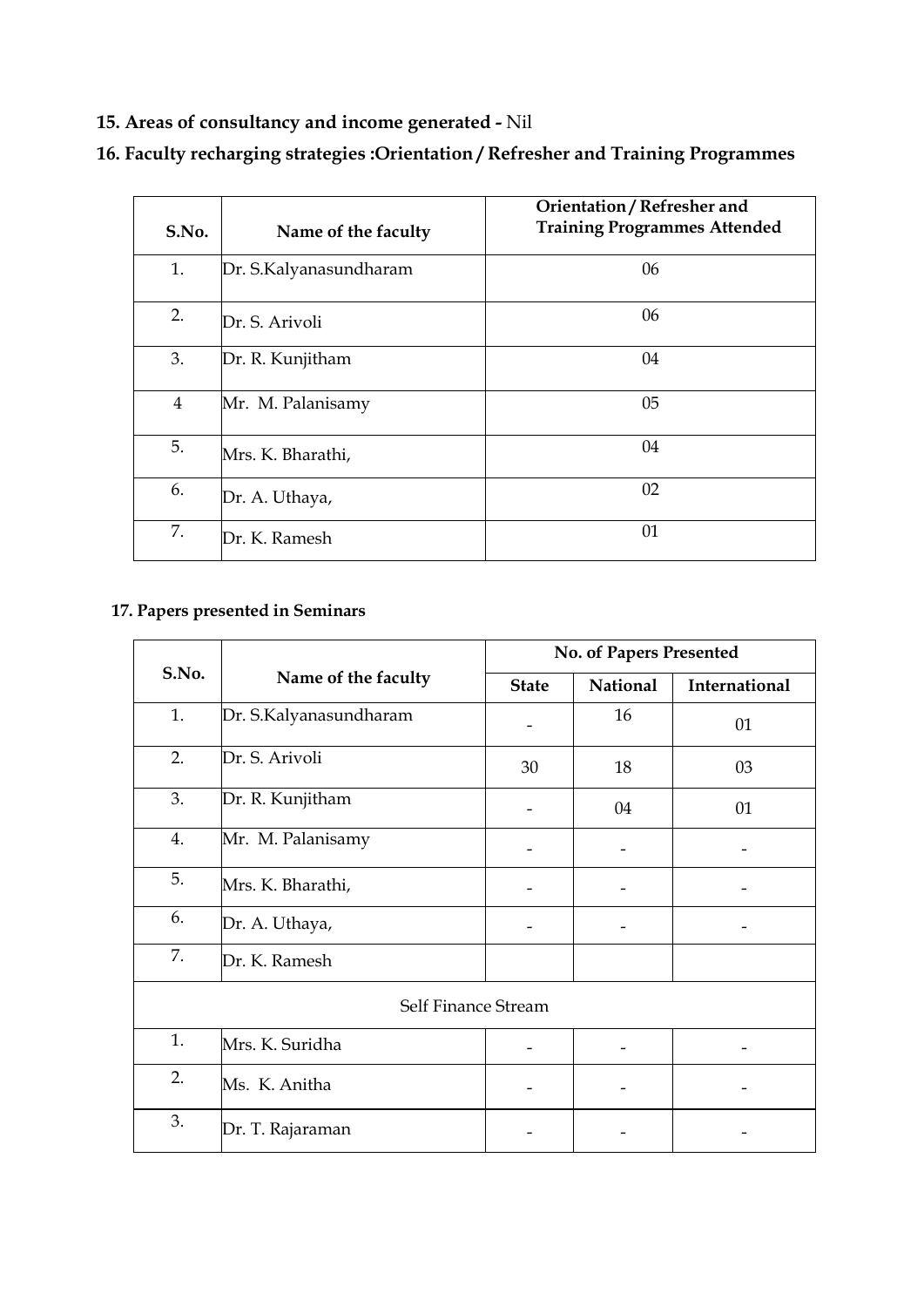**15. Areas of consultancy and income generated -** Nil

**16. Faculty recharging strategies :Orientation / Refresher and Training Programmes**

| S.No. | Name of the faculty | Orientation / Refresher and Training Programmes Attended |
|---|---|---|
| 1. | Dr. S.Kalyanasundharam | 06 |
| 2. | Dr. S. Arivoli | 06 |
| 3. | Dr. R. Kunjitham | 04 |
| 4 | Mr. M. Palanisamy | 05 |
| 5. | Mrs. K. Bharathi, | 04 |
| 6. | Dr. A. Uthaya, | 02 |
| 7. | Dr. K. Ramesh | 01 |

**17. Papers presented in Seminars**

| S.No. | Name of the faculty | No. of Papers Presented | | |
|---|---|---|---|---|
| | | State | National | International |
| 1. | Dr. S.Kalyanasundharam | - | 16 | 01 |
| 2. | Dr. S. Arivoli | 30 | 18 | 03 |
| 3. | Dr. R. Kunjitham | - | 04 | 01 |
| 4. | Mr. M. Palanisamy | - | - | - |
| 5. | Mrs. K. Bharathi, | - | - | - |
| 6. | Dr. A. Uthaya, | - | - | - |
| 7. | Dr. K. Ramesh | | | |
| Self Finance Stream | | | | |
| 1. | Mrs. K. Suridha | - | - | - |
| 2. | Ms. K. Anitha | - | - | - |
| 3. | Dr. T. Rajaraman | - | - | - |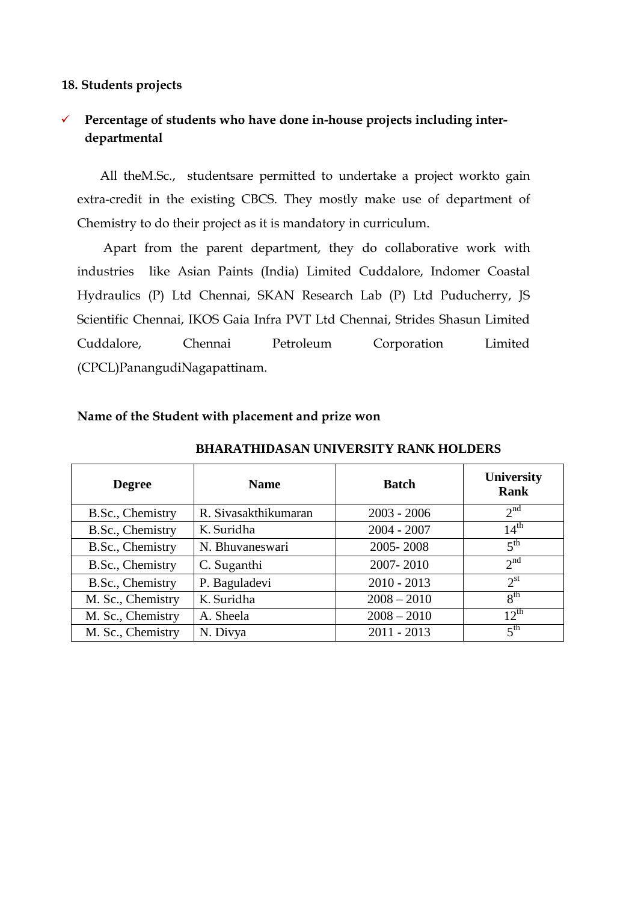## 18. Students projects

- ✓ **Percentage of students who have done in-house projects including inter-departmental**

All theM.Sc., studentsare permitted to undertake a project workto gain extra-credit in the existing CBCS. They mostly make use of department of Chemistry to do their project as it is mandatory in curriculum.

Apart from the parent department, they do collaborative work with industries like Asian Paints (India) Limited Cuddalore, Indomer Coastal Hydraulics (P) Ltd Chennai, SKAN Research Lab (P) Ltd Puducherry, JS Scientific Chennai, IKOS Gaia Infra PVT Ltd Chennai, Strides Shasun Limited Cuddalore, Chennai Petroleum Corporation Limited (CPCL)PanangudiNagapattinam.

**Name of the Student with placement and prize won**

**BHARATHIDASAN UNIVERSITY RANK HOLDERS**

| Degree | Name | Batch | University Rank |
|---|---|---|---|
| B.Sc., Chemistry | R. Sivasakthikumaran | 2003 - 2006 | 2nd |
| B.Sc., Chemistry | K. Suridha | 2004 - 2007 | 14th |
| B.Sc., Chemistry | N. Bhuvaneswari | 2005- 2008 | 5th |
| B.Sc., Chemistry | C. Suganthi | 2007- 2010 | 2nd |
| B.Sc., Chemistry | P. Baguladevi | 2010 - 2013 | 2st |
| M. Sc., Chemistry | K. Suridha | 2008 – 2010 | 8th |
| M. Sc., Chemistry | A. Sheela | 2008 – 2010 | 12th |
| M. Sc., Chemistry | N. Divya | 2011 - 2013 | 5th |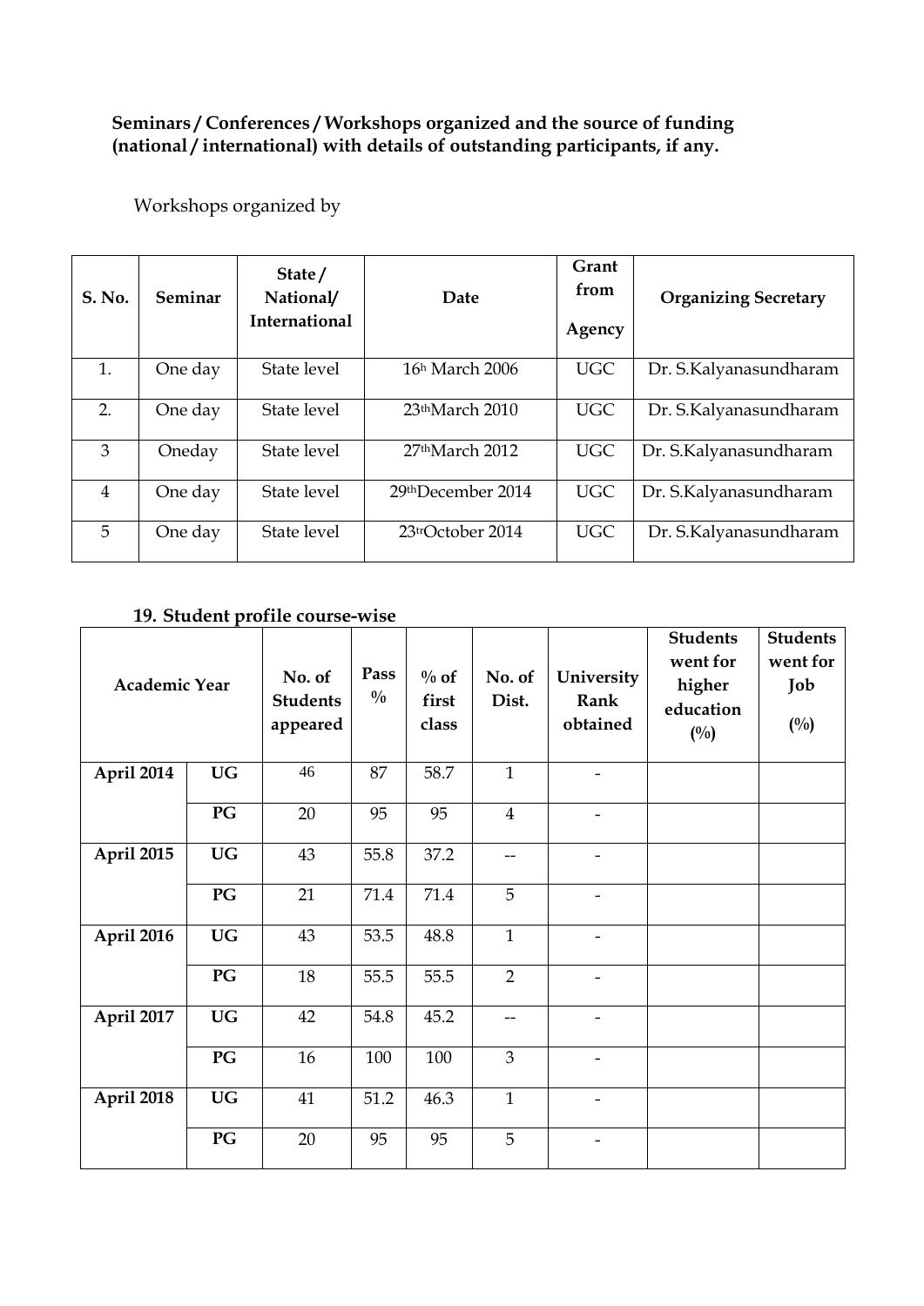**Seminars / Conferences / Workshops organized and the source of funding (national / international) with details of outstanding participants, if any.**

Workshops organized by

| S. No. | Seminar | State / National/ International | Date | Grant from Agency | Organizing Secretary |
|---|---|---|---|---|---|
| 1. | One day | State level | 16h March 2006 | UGC | Dr. S.Kalyanasundharam |
| 2. | One day | State level | 23thMarch 2010 | UGC | Dr. S.Kalyanasundharam |
| 3 | Oneday | State level | 27thMarch 2012 | UGC | Dr. S.Kalyanasundharam |
| 4 | One day | State level | 29thDecember 2014 | UGC | Dr. S.Kalyanasundharam |
| 5 | One day | State level | 23trOctober 2014 | UGC | Dr. S.Kalyanasundharam |

**19. Student profile course-wise**

| Academic Year | | No. of Students appeared | Pass % | % of first class | No. of Dist. | University Rank obtained | Students went for higher education (%) | Students went for Job (%) |
|---|---|---|---|---|---|---|---|---|
| **April 2014** | **UG** | 46 | 87 | 58.7 | 1 | - | | |
| | **PG** | 20 | 95 | 95 | 4 | - | | |
| **April 2015** | **UG** | 43 | 55.8 | 37.2 | -- | - | | |
| | **PG** | 21 | 71.4 | 71.4 | 5 | - | | |
| **April 2016** | **UG** | 43 | 53.5 | 48.8 | 1 | - | | |
| | **PG** | 18 | 55.5 | 55.5 | 2 | - | | |
| **April 2017** | **UG** | 42 | 54.8 | 45.2 | -- | - | | |
| | **PG** | 16 | 100 | 100 | 3 | - | | |
| **April 2018** | **UG** | 41 | 51.2 | 46.3 | 1 | - | | |
| | **PG** | 20 | 95 | 95 | 5 | - | | |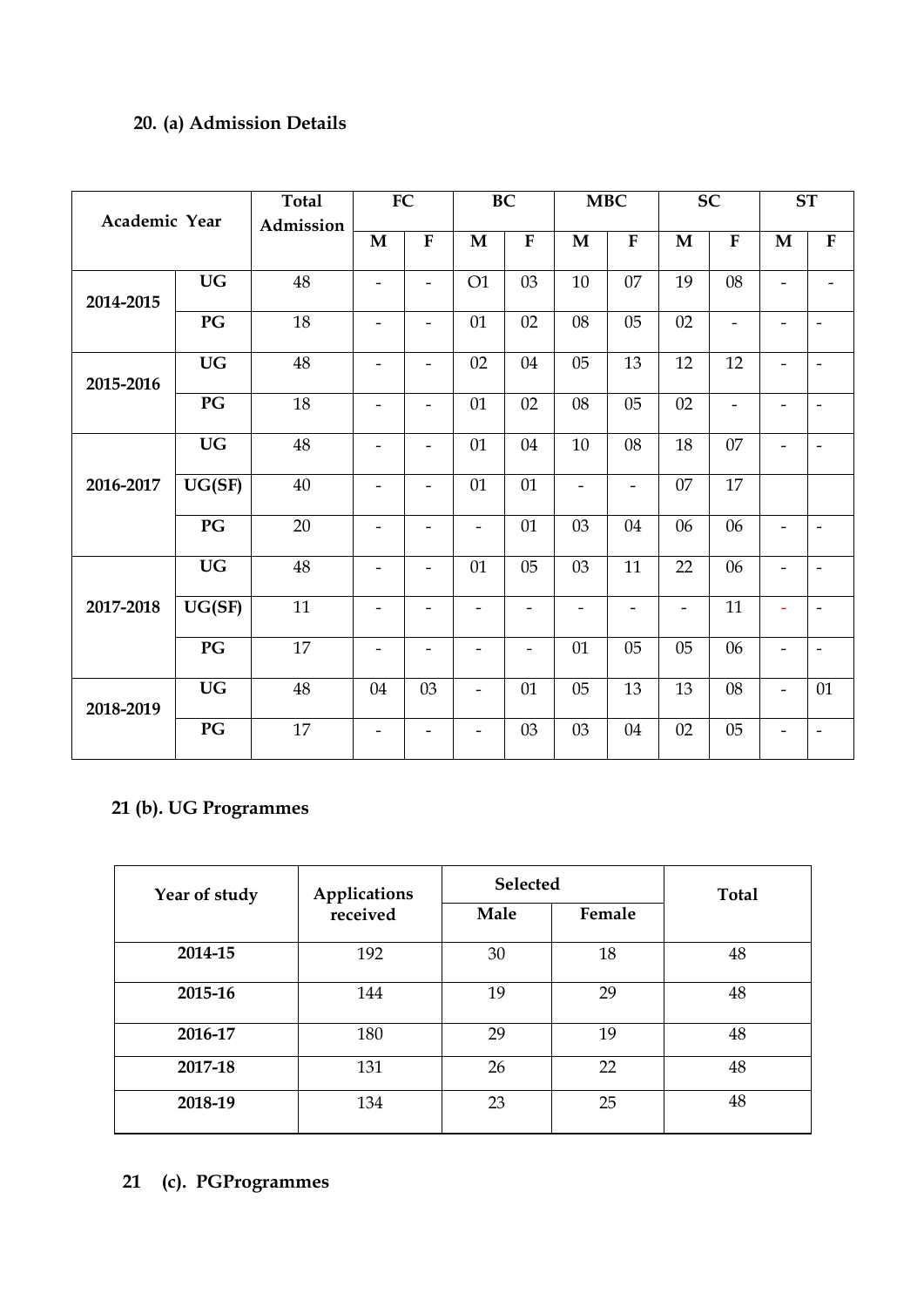## 20. (a) Admission Details

| Academic Year | | Total Admission | FC | | BC | | MBC | | SC | | ST | |
|---|---|---|---|---|---|---|---|---|---|---|---|---|
| | | | M | F | M | F | M | F | M | F | M | F |
| 2014-2015 | UG | 48 | - | - | O1 | 03 | 10 | 07 | 19 | 08 | - | - |
| | PG | 18 | - | - | 01 | 02 | 08 | 05 | 02 | - | - | - |
| 2015-2016 | UG | 48 | - | - | 02 | 04 | 05 | 13 | 12 | 12 | - | - |
| | PG | 18 | - | - | 01 | 02 | 08 | 05 | 02 | - | - | - |
| 2016-2017 | UG | 48 | - | - | 01 | 04 | 10 | 08 | 18 | 07 | - | - |
| | UG(SF) | 40 | - | - | 01 | 01 | - | - | 07 | 17 | | |
| | PG | 20 | - | - | - | 01 | 03 | 04 | 06 | 06 | - | - |
| 2017-2018 | UG | 48 | - | - | 01 | 05 | 03 | 11 | 22 | 06 | - | - |
| | UG(SF) | 11 | - | - | - | - | - | - | - | 11 | - | - |
| | PG | 17 | - | - | - | - | 01 | 05 | 05 | 06 | - | - |
| 2018-2019 | UG | 48 | 04 | 03 | - | 01 | 05 | 13 | 13 | 08 | - | 01 |
| | PG | 17 | - | - | - | 03 | 03 | 04 | 02 | 05 | - | - |

## 21 (b). UG Programmes

| Year of study | Applications received | Selected | | Total |
|---|---|---|---|---|
| | | Male | Female | |
| 2014-15 | 192 | 30 | 18 | 48 |
| 2015-16 | 144 | 19 | 29 | 48 |
| 2016-17 | 180 | 29 | 19 | 48 |
| 2017-18 | 131 | 26 | 22 | 48 |
| 2018-19 | 134 | 23 | 25 | 48 |

## 21 (c). PGProgrammes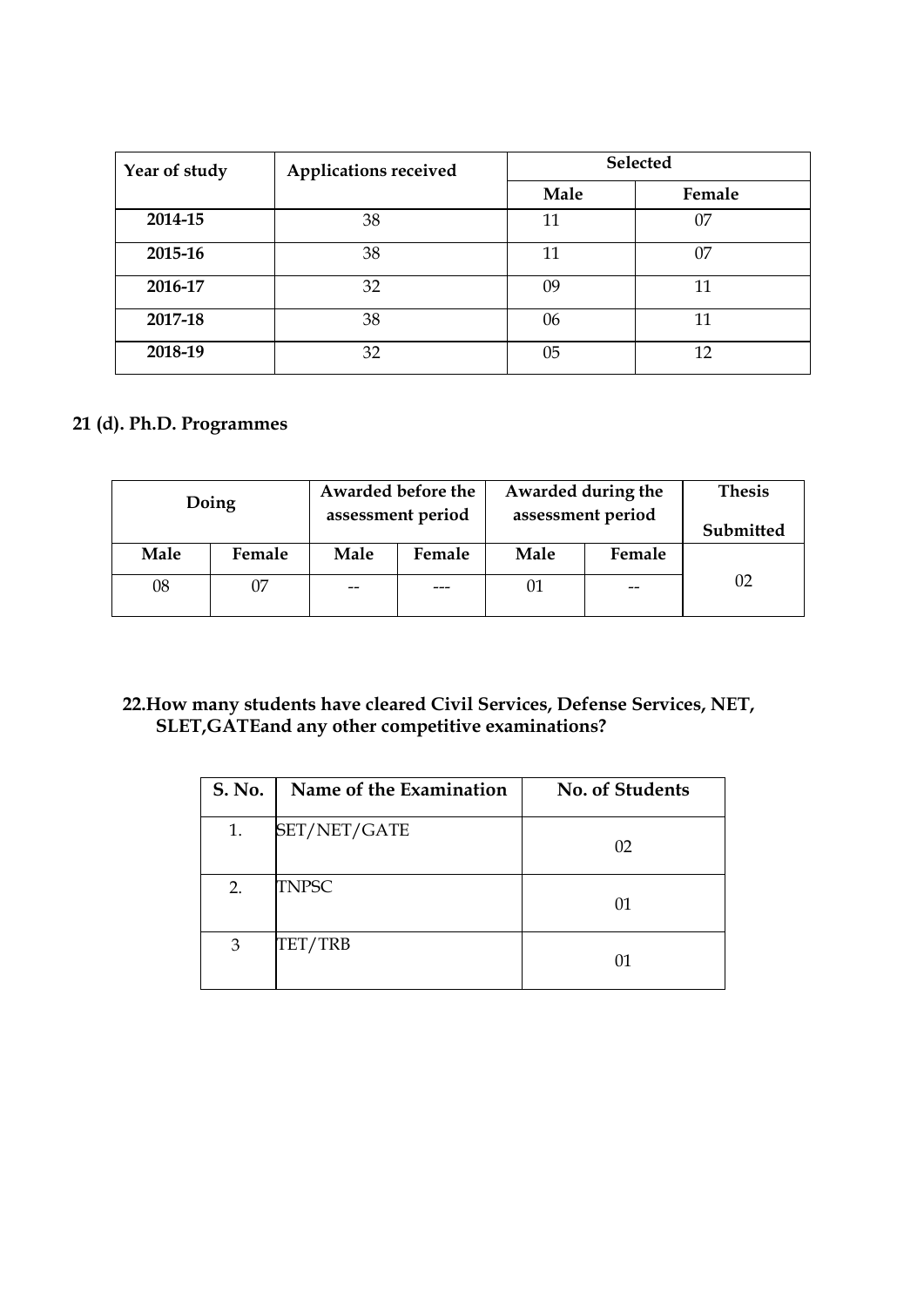| Year of study | Applications received | Selected | |
|---|---|---|---|
| | | Male | Female |
| 2014-15 | 38 | 11 | 07 |
| 2015-16 | 38 | 11 | 07 |
| 2016-17 | 32 | 09 | 11 |
| 2017-18 | 38 | 06 | 11 |
| 2018-19 | 32 | 05 | 12 |

## 21 (d). Ph.D. Programmes

| Doing | | Awarded before the assessment period | | Awarded during the assessment period | | Thesis Submitted |
|---|---|---|---|---|---|---|
| Male | Female | Male | Female | Male | Female | |
| 08 | 07 | -- | --- | 01 | -- | 02 |

## 22.How many students have cleared Civil Services, Defense Services, NET, SLET,GATEand any other competitive examinations?

| S. No. | Name of the Examination | No. of Students |
|---|---|---|
| 1. | SET/NET/GATE | 02 |
| 2. | TNPSC | 01 |
| 3 | TET/TRB | 01 |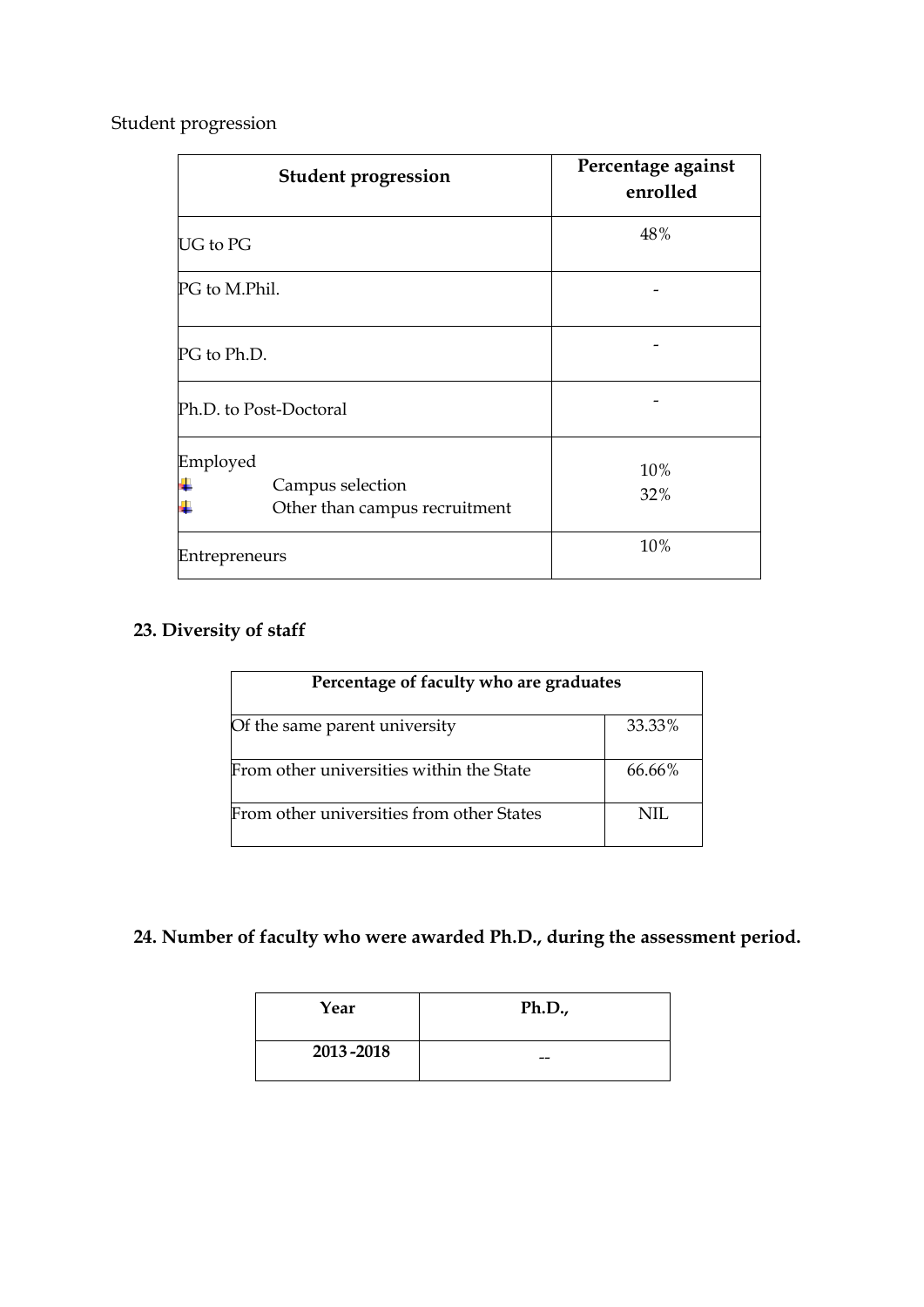Student progression

| Student progression | Percentage against enrolled |
| --- | --- |
| UG to PG | 48% |
| PG to M.Phil. | - |
| PG to Ph.D. | - |
| Ph.D. to Post-Doctoral | - |
| Employed<br>- Campus selection<br>- Other than campus recruitment | <br>10%<br>32% |
| Entrepreneurs | 10% |

## 23. Diversity of staff

| Percentage of faculty who are graduates | |
| --- | --- |
| Of the same parent university | 33.33% |
| From other universities within the State | 66.66% |
| From other universities from other States | NIL |

## 24. Number of faculty who were awarded Ph.D., during the assessment period.

| Year | Ph.D., |
| --- | --- |
| 2013 -2018 | -- |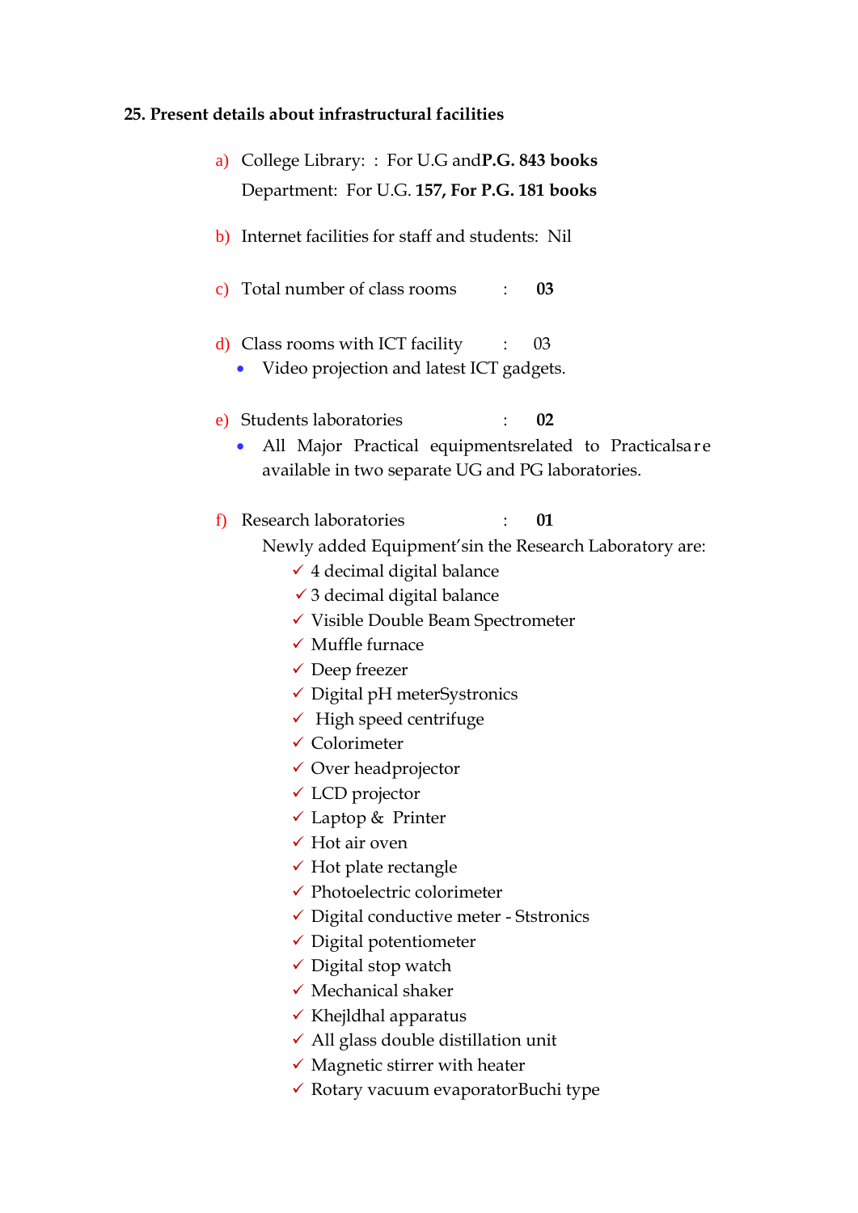**25. Present details about infrastructural facilities**

a) College Library: : For U.G and **P.G. 843 books**

Department: For U.G. **157, For P.G. 181 books**

b) Internet facilities for staff and students: Nil

c) Total number of class rooms : **03**

d) Class rooms with ICT facility : 03

- Video projection and latest ICT gadgets.

e) Students laboratories : **02**

- All Major Practical equipmentsrelated to Practicalsa r e available in two separate UG and PG laboratories.

f) Research laboratories : **01**

Newly added Equipment'sin the Research Laboratory are:

- ✓ 4 decimal digital balance
- ✓ 3 decimal digital balance
- ✓ Visible Double Beam Spectrometer
- ✓ Muffle furnace
- ✓ Deep freezer
- ✓ Digital pH meterSystronics
- ✓ High speed centrifuge
- ✓ Colorimeter
- ✓ Over headprojector
- ✓ LCD projector
- ✓ Laptop & Printer
- ✓ Hot air oven
- ✓ Hot plate rectangle
- ✓ Photoelectric colorimeter
- ✓ Digital conductive meter - Ststronics
- ✓ Digital potentiometer
- ✓ Digital stop watch
- ✓ Mechanical shaker
- ✓ Khejldhal apparatus
- ✓ All glass double distillation unit
- ✓ Magnetic stirrer with heater
- ✓ Rotary vacuum evaporatorBuchi type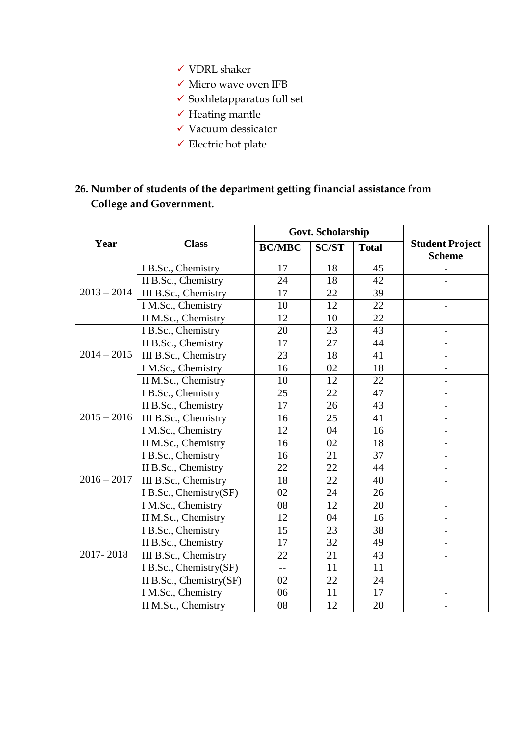- ✓ VDRL shaker
- ✓ Micro wave oven IFB
- ✓ Soxhletapparatus full set
- ✓ Heating mantle
- ✓ Vacuum dessicator
- ✓ Electric hot plate

**26. Number of students of the department getting financial assistance from College and Government.**

| Year | Class | Govt. Scholarship | | | Student Project Scheme |
|---|---|---|---|---|---|
| | | BC/MBC | SC/ST | Total | |
| 2013 – 2014 | I B.Sc., Chemistry | 17 | 18 | 45 | - |
| | II B.Sc., Chemistry | 24 | 18 | 42 | - |
| | III B.Sc., Chemistry | 17 | 22 | 39 | - |
| | I M.Sc., Chemistry | 10 | 12 | 22 | - |
| | II M.Sc., Chemistry | 12 | 10 | 22 | - |
| 2014 – 2015 | I B.Sc., Chemistry | 20 | 23 | 43 | - |
| | II B.Sc., Chemistry | 17 | 27 | 44 | - |
| | III B.Sc., Chemistry | 23 | 18 | 41 | - |
| | I M.Sc., Chemistry | 16 | 02 | 18 | - |
| | II M.Sc., Chemistry | 10 | 12 | 22 | - |
| 2015 – 2016 | I B.Sc., Chemistry | 25 | 22 | 47 | - |
| | II B.Sc., Chemistry | 17 | 26 | 43 | - |
| | III B.Sc., Chemistry | 16 | 25 | 41 | - |
| | I M.Sc., Chemistry | 12 | 04 | 16 | - |
| | II M.Sc., Chemistry | 16 | 02 | 18 | - |
| 2016 – 2017 | I B.Sc., Chemistry | 16 | 21 | 37 | - |
| | II B.Sc., Chemistry | 22 | 22 | 44 | - |
| | III B.Sc., Chemistry | 18 | 22 | 40 | - |
| | I B.Sc., Chemistry(SF) | 02 | 24 | 26 | |
| | I M.Sc., Chemistry | 08 | 12 | 20 | - |
| | II M.Sc., Chemistry | 12 | 04 | 16 | - |
| 2017- 2018 | I B.Sc., Chemistry | 15 | 23 | 38 | - |
| | II B.Sc., Chemistry | 17 | 32 | 49 | - |
| | III B.Sc., Chemistry | 22 | 21 | 43 | - |
| | I B.Sc., Chemistry(SF) | -- | 11 | 11 | |
| | II B.Sc., Chemistry(SF) | 02 | 22 | 24 | |
| | I M.Sc., Chemistry | 06 | 11 | 17 | - |
| | II M.Sc., Chemistry | 08 | 12 | 20 | - |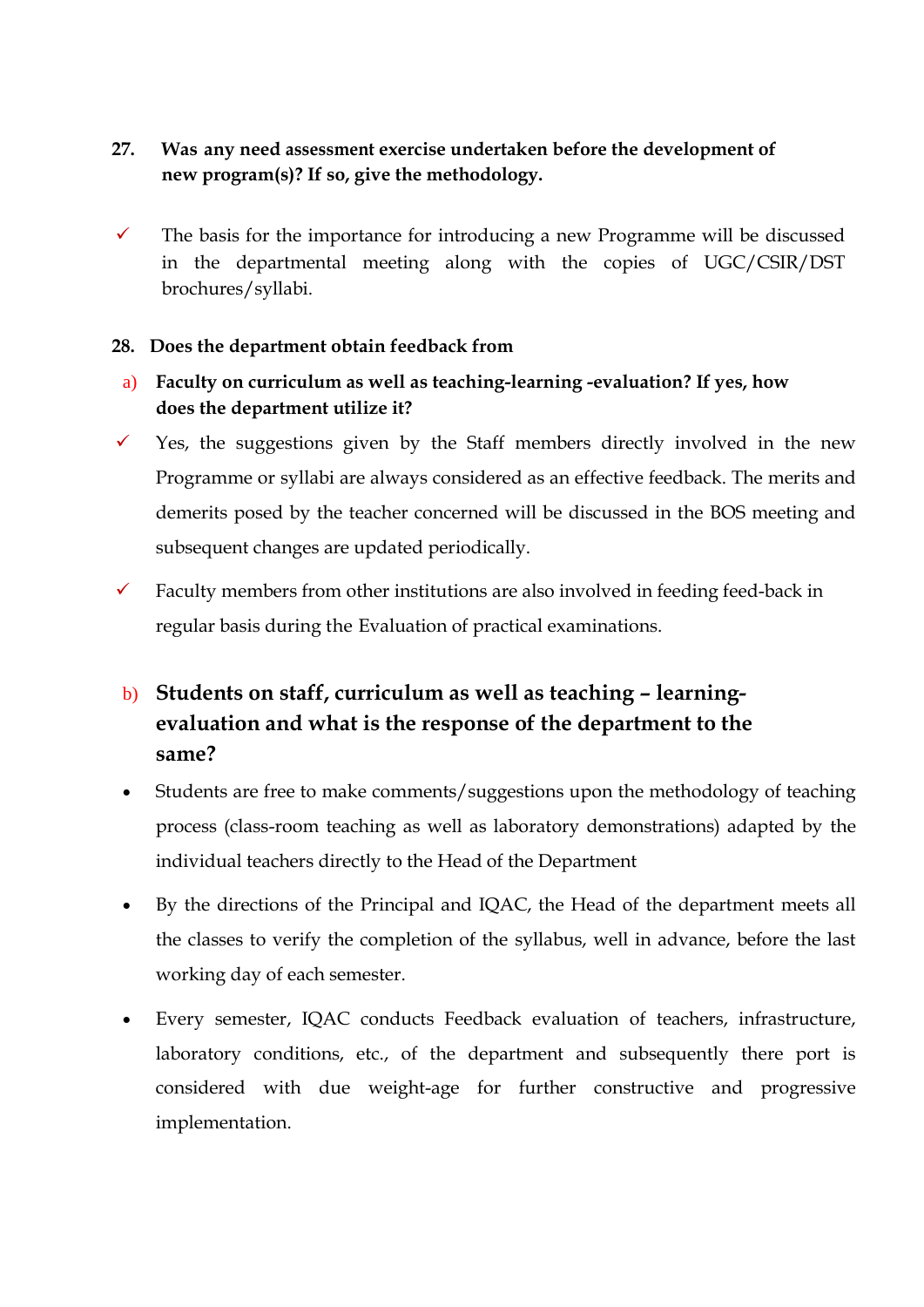**27. Was any need assessment exercise undertaken before the development of new program(s)? If so, give the methodology.**

- ✓ The basis for the importance for introducing a new Programme will be discussed in the departmental meeting along with the copies of UGC/CSIR/DST brochures/syllabi.

**28. Does the department obtain feedback from**

a) **Faculty on curriculum as well as teaching-learning -evaluation? If yes, how does the department utilize it?**

- ✓ Yes, the suggestions given by the Staff members directly involved in the new Programme or syllabi are always considered as an effective feedback. The merits and demerits posed by the teacher concerned will be discussed in the BOS meeting and subsequent changes are updated periodically.
- ✓ Faculty members from other institutions are also involved in feeding feed-back in regular basis during the Evaluation of practical examinations.

b) **Students on staff, curriculum as well as teaching – learning- evaluation and what is the response of the department to the same?**

- Students are free to make comments/suggestions upon the methodology of teaching process (class-room teaching as well as laboratory demonstrations) adapted by the individual teachers directly to the Head of the Department
- By the directions of the Principal and IQAC, the Head of the department meets all the classes to verify the completion of the syllabus, well in advance, before the last working day of each semester.
- Every semester, IQAC conducts Feedback evaluation of teachers, infrastructure, laboratory conditions, etc., of the department and subsequently there port is considered with due weight-age for further constructive and progressive implementation.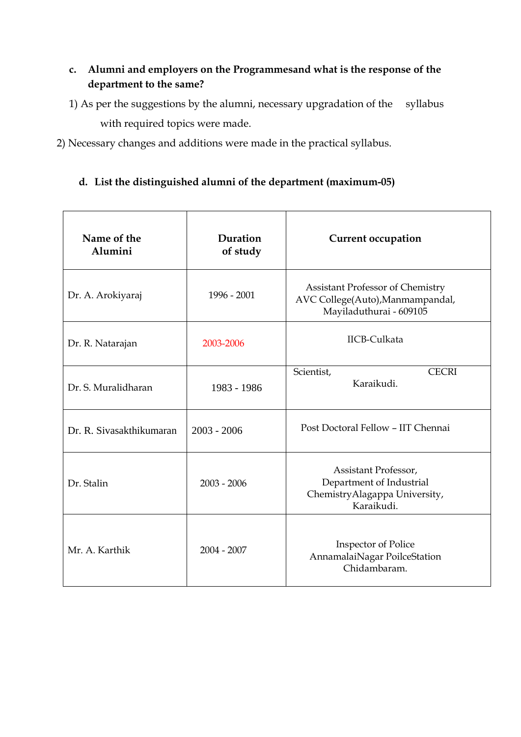**c. Alumni and employers on the Programmesand what is the response of the department to the same?**

1) As per the suggestions by the alumni, necessary upgradation of the syllabus with required topics were made.

2) Necessary changes and additions were made in the practical syllabus.

**d. List the distinguished alumni of the department (maximum-05)**

| Name of the Alumini | Duration of study | Current occupation |
|---|---|---|
| Dr. A. Arokiyaraj | 1996 - 2001 | Assistant Professor of Chemistry AVC College(Auto),Manmampandal, Mayiladuthurai - 609105 |
| Dr. R. Natarajan | 2003-2006 | IICB-Culkata |
| Dr. S. Muralidharan | 1983 - 1986 | Scientist, CECRI Karaikudi. |
| Dr. R. Sivasakthikumaran | 2003 - 2006 | Post Doctoral Fellow – IIT Chennai |
| Dr. Stalin | 2003 - 2006 | Assistant Professor, Department of Industrial ChemistryAlagappa University, Karaikudi. |
| Mr. A. Karthik | 2004 - 2007 | Inspector of Police AnnamalaiNagar PoilceStation Chidambaram. |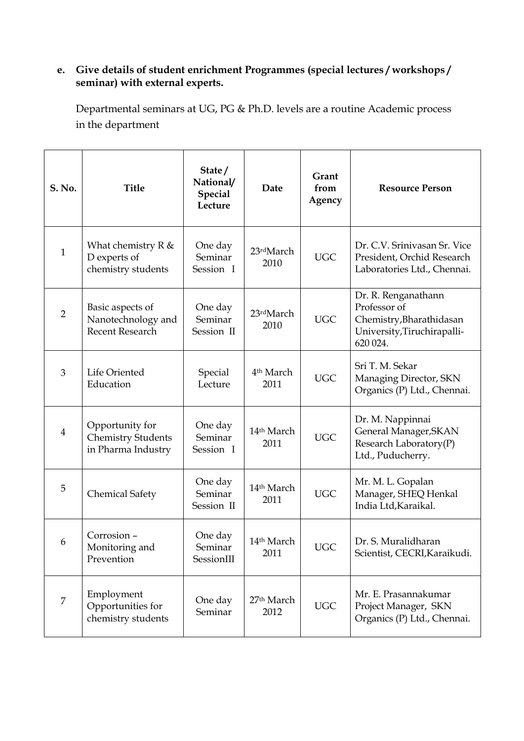**e. Give details of student enrichment Programmes (special lectures / workshops / seminar) with external experts.**

Departmental seminars at UG, PG & Ph.D. levels are a routine Academic process in the department

| S. No. | Title | State / National/ Special Lecture | Date | Grant from Agency | Resource Person |
|---|---|---|---|---|---|
| 1 | What chemistry R & D experts of chemistry students | One day Seminar Session I | 23rdMarch 2010 | UGC | Dr. C.V. Srinivasan Sr. Vice President, Orchid Research Laboratories Ltd., Chennai. |
| 2 | Basic aspects of Nanotechnology and Recent Research | One day Seminar Session II | 23rdMarch 2010 | UGC | Dr. R. Renganathann Professor of Chemistry,Bharathidasan University,Tiruchirapalli-620 024. |
| 3 | Life Oriented Education | Special Lecture | 4th March 2011 | UGC | Sri T. M. Sekar Managing Director, SKN Organics (P) Ltd., Chennai. |
| 4 | Opportunity for Chemistry Students in Pharma Industry | One day Seminar Session I | 14th March 2011 | UGC | Dr. M. Nappinnai General Manager,SKAN Research Laboratory(P) Ltd., Puducherry. |
| 5 | Chemical Safety | One day Seminar Session II | 14th March 2011 | UGC | Mr. M. L. Gopalan Manager, SHEQ Henkal India Ltd,Karaikal. |
| 6 | Corrosion – Monitoring and Prevention | One day Seminar SessionIII | 14th March 2011 | UGC | Dr. S. Muralidharan Scientist, CECRI,Karaikudi. |
| 7 | Employment Opportunities for chemistry students | One day Seminar | 27th March 2012 | UGC | Mr. E. Prasannakumar Project Manager, SKN Organics (P) Ltd., Chennai. |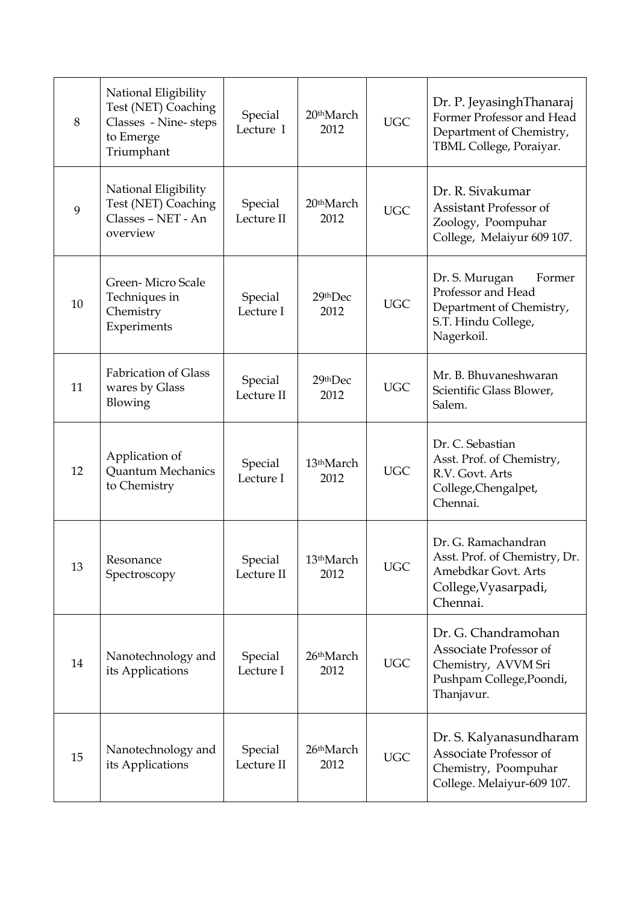| 8 | National Eligibility Test (NET) Coaching Classes - Nine- steps to Emerge Triumphant | Special Lecture I | 20th March 2012 | UGC | Dr. P. JeyasinghThanaraj Former Professor and Head Department of Chemistry, TBML College, Poraiyar. |
|---|---|---|---|---|---|
| 9 | National Eligibility Test (NET) Coaching Classes – NET - An overview | Special Lecture II | 20th March 2012 | UGC | Dr. R. Sivakumar Assistant Professor of Zoology, Poompuhar College, Melaiyur 609 107. |
| 10 | Green- Micro Scale Techniques in Chemistry Experiments | Special Lecture I | 29th Dec 2012 | UGC | Dr. S. Murugan Former Professor and Head Department of Chemistry, S.T. Hindu College, Nagerkoil. |
| 11 | Fabrication of Glass wares by Glass Blowing | Special Lecture II | 29th Dec 2012 | UGC | Mr. B. Bhuvaneshwaran Scientific Glass Blower, Salem. |
| 12 | Application of Quantum Mechanics to Chemistry | Special Lecture I | 13th March 2012 | UGC | Dr. C. Sebastian Asst. Prof. of Chemistry, R.V. Govt. Arts College,Chengalpet, Chennai. |
| 13 | Resonance Spectroscopy | Special Lecture II | 13th March 2012 | UGC | Dr. G. Ramachandran Asst. Prof. of Chemistry, Dr. Amebdkar Govt. Arts College,Vyasarpadi, Chennai. |
| 14 | Nanotechnology and its Applications | Special Lecture I | 26th March 2012 | UGC | Dr. G. Chandramohan Associate Professor of Chemistry, AVVM Sri Pushpam College,Poondi, Thanjavur. |
| 15 | Nanotechnology and its Applications | Special Lecture II | 26th March 2012 | UGC | Dr. S. Kalyanasundharam Associate Professor of Chemistry, Poompuhar College. Melaiyur-609 107. |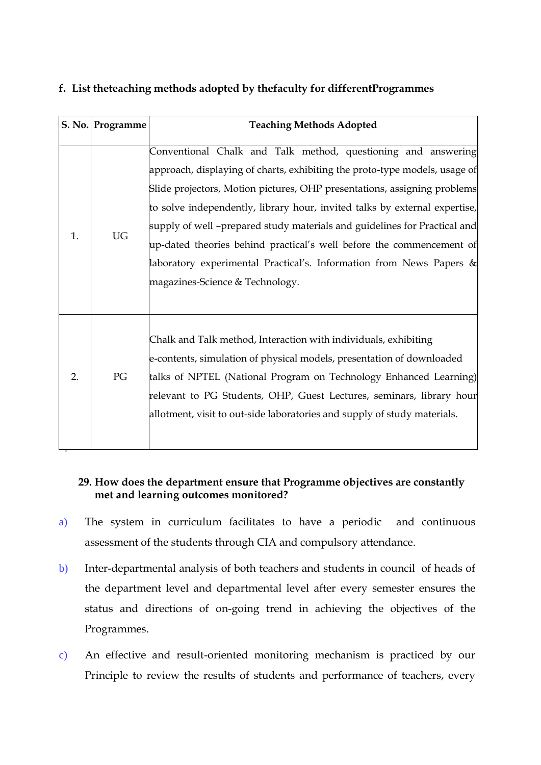**f. List theteaching methods adopted by thefaculty for differentProgrammes**

| S. No. | Programme | Teaching Methods Adopted |
|---|---|---|
| 1. | UG | Conventional Chalk and Talk method, questioning and answering approach, displaying of charts, exhibiting the proto-type models, usage of Slide projectors, Motion pictures, OHP presentations, assigning problems to solve independently, library hour, invited talks by external expertise, supply of well –prepared study materials and guidelines for Practical and up-dated theories behind practical's well before the commencement of laboratory experimental Practical's. Information from News Papers & magazines-Science & Technology. |
| 2. | PG | Chalk and Talk method, Interaction with individuals, exhibiting e-contents, simulation of physical models, presentation of downloaded talks of NPTEL (National Program on Technology Enhanced Learning) relevant to PG Students, OHP, Guest Lectures, seminars, library hour allotment, visit to out-side laboratories and supply of study materials. |

**29. How does the department ensure that Programme objectives are constantly met and learning outcomes monitored?**

a) The system in curriculum facilitates to have a periodic and continuous assessment of the students through CIA and compulsory attendance.

b) Inter-departmental analysis of both teachers and students in council of heads of the department level and departmental level after every semester ensures the status and directions of on-going trend in achieving the objectives of the Programmes.

c) An effective and result-oriented monitoring mechanism is practiced by our Principle to review the results of students and performance of teachers, every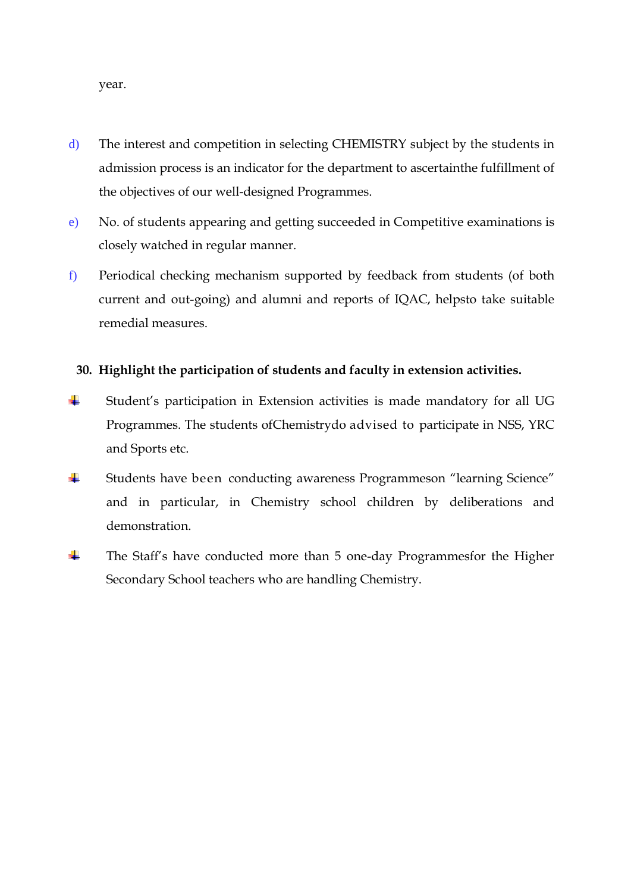year.

d) The interest and competition in selecting CHEMISTRY subject by the students in admission process is an indicator for the department to ascertainthe fulfillment of the objectives of our well-designed Programmes.

e) No. of students appearing and getting succeeded in Competitive examinations is closely watched in regular manner.

f) Periodical checking mechanism supported by feedback from students (of both current and out-going) and alumni and reports of IQAC, helpsto take suitable remedial measures.

**30. Highlight the participation of students and faculty in extension activities.**

- Student's participation in Extension activities is made mandatory for all UG Programmes. The students ofChemistrydo advised to participate in NSS, YRC and Sports etc.
- Students have been conducting awareness Programmeson "learning Science" and in particular, in Chemistry school children by deliberations and demonstration.
- The Staff's have conducted more than 5 one-day Programmesfor the Higher Secondary School teachers who are handling Chemistry.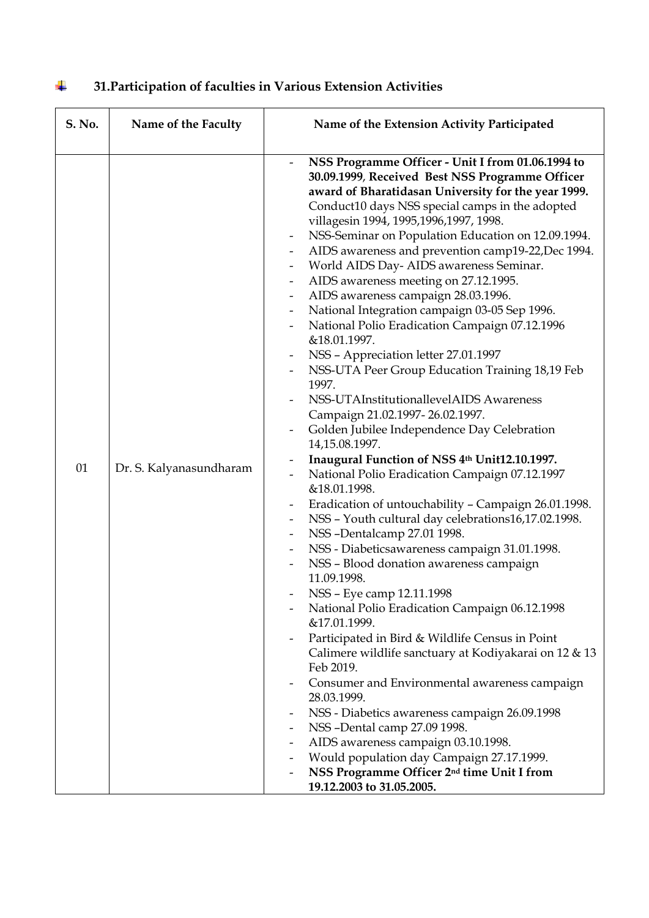## 31.Participation of faculties in Various Extension Activities

| S. No. | Name of the Faculty | Name of the Extension Activity Participated |
|---|---|---|
| 01 | Dr. S. Kalyanasundharam | - **NSS Programme Officer - Unit I from 01.06.1994 to 30.09.1999**, **Received Best NSS Programme Officer award of Bharatidasan University for the year 1999.** Conduct10 days NSS special camps in the adopted villagesin 1994, 1995,1996,1997, 1998.<br>- NSS-Seminar on Population Education on 12.09.1994.<br>- AIDS awareness and prevention camp19-22,Dec 1994.<br>- World AIDS Day- AIDS awareness Seminar.<br>- AIDS awareness meeting on 27.12.1995.<br>- AIDS awareness campaign 28.03.1996.<br>- National Integration campaign 03-05 Sep 1996.<br>- National Polio Eradication Campaign 07.12.1996 &18.01.1997.<br>- NSS – Appreciation letter 27.01.1997<br>- NSS-UTA Peer Group Education Training 18,19 Feb 1997.<br>- NSS-UTAInstitutionallevelAIDS Awareness Campaign 21.02.1997- 26.02.1997.<br>- Golden Jubilee Independence Day Celebration 14,15.08.1997.<br>- **Inaugural Function of NSS 4th Unit12.10.1997.**<br>- National Polio Eradication Campaign 07.12.1997 &18.01.1998.<br>- Eradication of untouchability – Campaign 26.01.1998.<br>- NSS – Youth cultural day celebrations16,17.02.1998.<br>- NSS –Dentalcamp 27.01 1998.<br>- NSS - Diabeticsawareness campaign 31.01.1998.<br>- NSS – Blood donation awareness campaign 11.09.1998.<br>- NSS – Eye camp 12.11.1998<br>- National Polio Eradication Campaign 06.12.1998 &17.01.1999.<br>- Participated in Bird & Wildlife Census in Point Calimere wildlife sanctuary at Kodiyakarai on 12 & 13 Feb 2019.<br>- Consumer and Environmental awareness campaign 28.03.1999.<br>- NSS - Diabetics awareness campaign 26.09.1998<br>- NSS –Dental camp 27.09 1998.<br>- AIDS awareness campaign 03.10.1998.<br>- Would population day Campaign 27.17.1999.<br>- **NSS Programme Officer 2nd time Unit I from 19.12.2003 to 31.05.2005.** |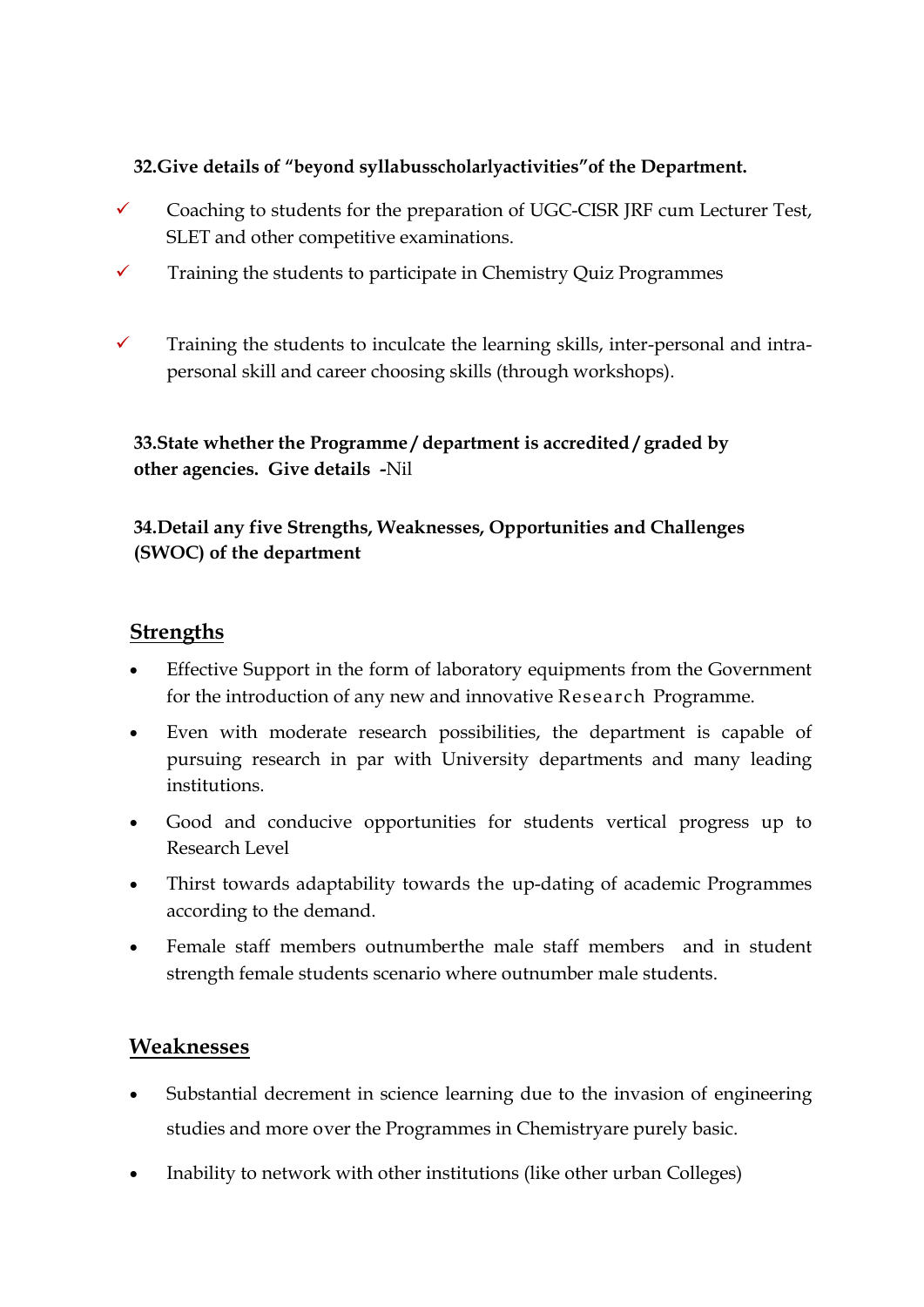**32.Give details of "beyond syllabusscholarlyactivities"of the Department.**

- ✓ Coaching to students for the preparation of UGC-CISR JRF cum Lecturer Test, SLET and other competitive examinations.
- ✓ Training the students to participate in Chemistry Quiz Programmes
- ✓ Training the students to inculcate the learning skills, inter-personal and intra-personal skill and career choosing skills (through workshops).

**33.State whether the Programme / department is accredited / graded by other agencies. Give details -**Nil

**34.Detail any five Strengths, Weaknesses, Opportunities and Challenges (SWOC) of the department**

## Strengths

- Effective Support in the form of laboratory equipments from the Government for the introduction of any new and innovative Research Programme.
- Even with moderate research possibilities, the department is capable of pursuing research in par with University departments and many leading institutions.
- Good and conducive opportunities for students vertical progress up to Research Level
- Thirst towards adaptability towards the up-dating of academic Programmes according to the demand.
- Female staff members outnumberthe male staff members and in student strength female students scenario where outnumber male students.

## Weaknesses

- Substantial decrement in science learning due to the invasion of engineering studies and more over the Programmes in Chemistryare purely basic.
- Inability to network with other institutions (like other urban Colleges)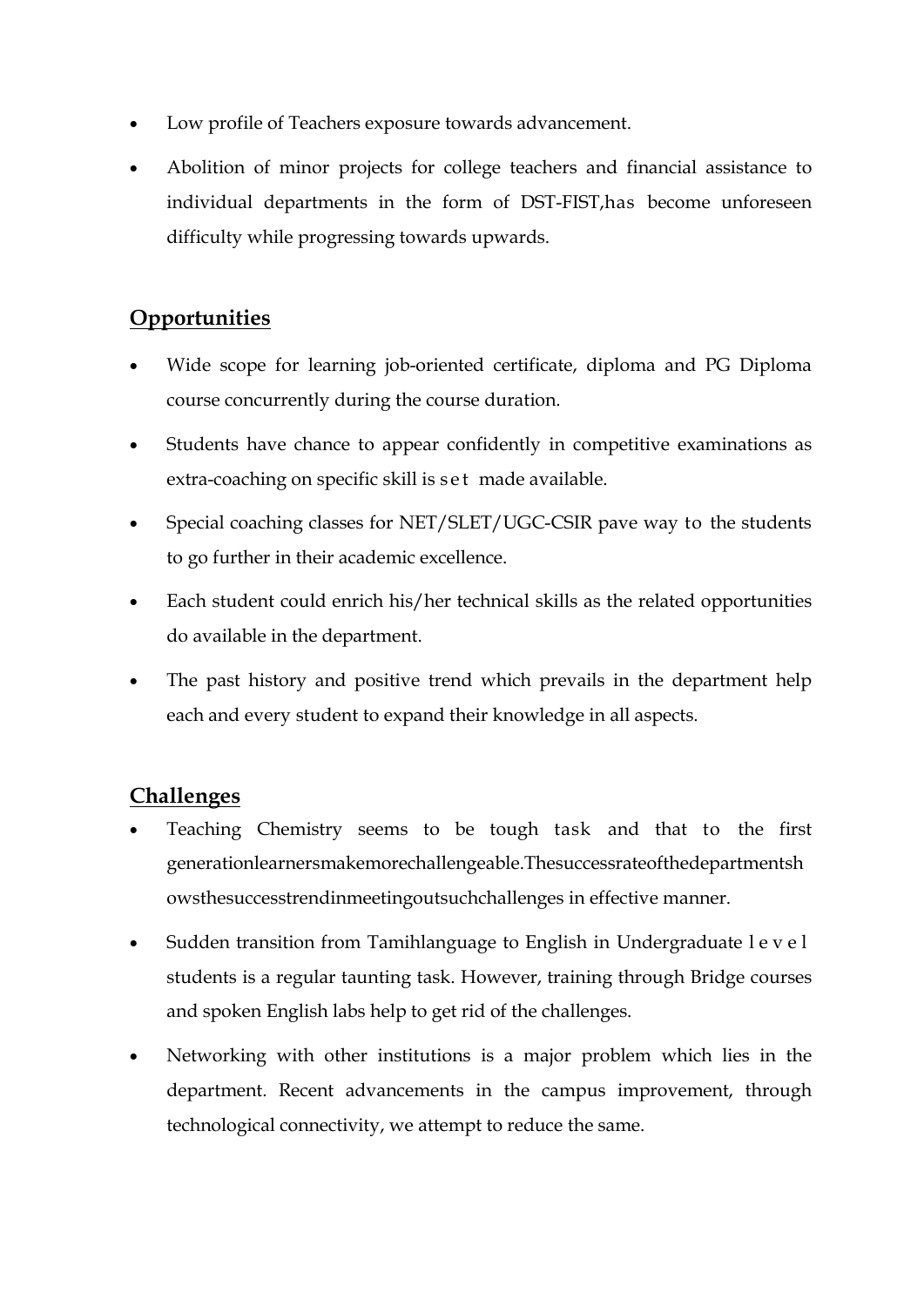- Low profile of Teachers exposure towards advancement.
- Abolition of minor projects for college teachers and financial assistance to individual departments in the form of DST-FIST,has become unforeseen difficulty while progressing towards upwards.

## Opportunities

- Wide scope for learning job-oriented certificate, diploma and PG Diploma course concurrently during the course duration.
- Students have chance to appear confidently in competitive examinations as extra-coaching on specific skill is set made available.
- Special coaching classes for NET/SLET/UGC-CSIR pave way to the students to go further in their academic excellence.
- Each student could enrich his/her technical skills as the related opportunities do available in the department.
- The past history and positive trend which prevails in the department help each and every student to expand their knowledge in all aspects.

## Challenges

- Teaching Chemistry seems to be tough task and that to the first generationlearnersmakemorechallengeable.Thesuccessrateofthedepartmentshowsthesuccesstrendinmeetingoutsuchchallenges in effective manner.
- Sudden transition from Tamihlanguage to English in Undergraduate level students is a regular taunting task. However, training through Bridge courses and spoken English labs help to get rid of the challenges.
- Networking with other institutions is a major problem which lies in the department. Recent advancements in the campus improvement, through technological connectivity, we attempt to reduce the same.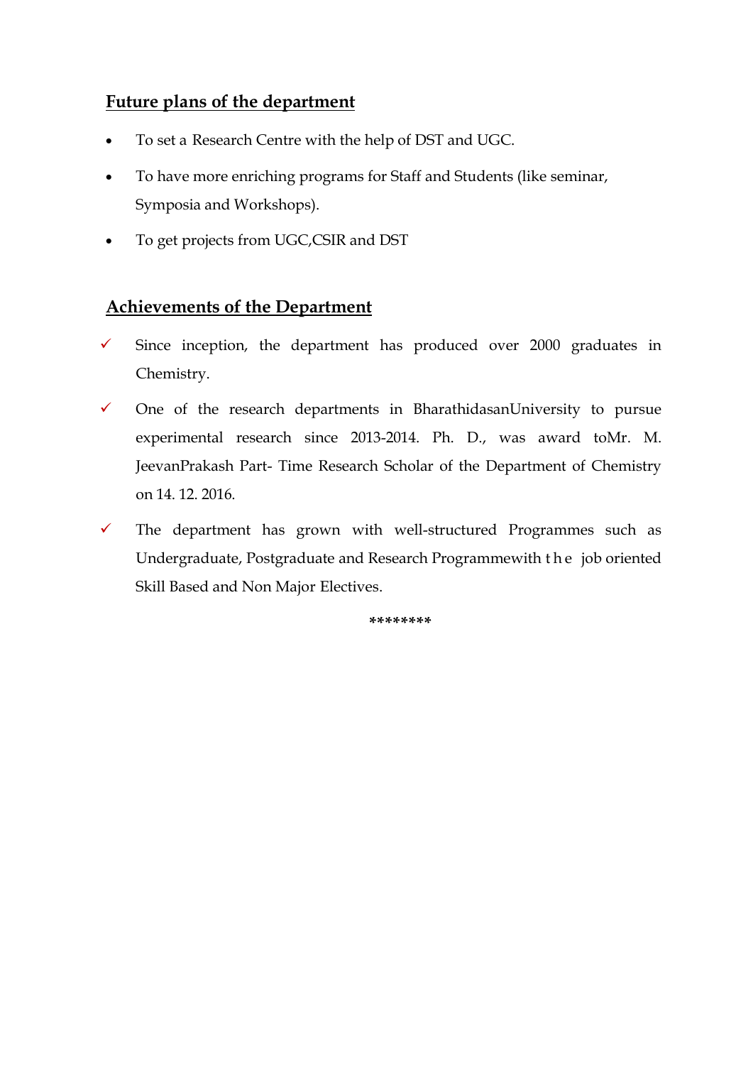## Future plans of the department

- To set a Research Centre with the help of DST and UGC.
- To have more enriching programs for Staff and Students (like seminar, Symposia and Workshops).
- To get projects from UGC,CSIR and DST

## Achievements of the Department

- ✓ Since inception, the department has produced over 2000 graduates in Chemistry.
- ✓ One of the research departments in BharathidasanUniversity to pursue experimental research since 2013-2014. Ph. D., was award toMr. M. JeevanPrakash Part- Time Research Scholar of the Department of Chemistry on 14. 12. 2016.
- ✓ The department has grown with well-structured Programmes such as Undergraduate, Postgraduate and Research Programmewith the job oriented Skill Based and Non Major Electives.

********